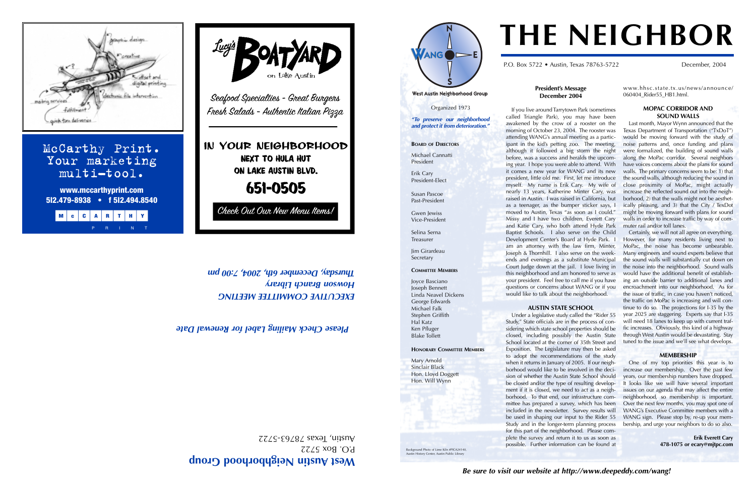McCarthy Print. Your marketing multi-tool.

www.mccarthyprint.com
512.479-8938 • f 512.494.8540

McCARTHY PRINT

Lucy's BOATYARD on Lake Austin

Seafood Specialties - Great Burgers
Fresh Salads - Authentic Italian Pizza

IN YOUR NEIGHBORHOOD
NEXT TO HULA HUT
ON LAKE AUSTIN BLVD.
651-0505

Check Out Our New Menu Items!

*EXECUTIVE COMMITTEE MEETING*
*Howson Branch Library*
*Thursday, December 6th, 2004, 7:00 pm*

*Please Check Mailing Label for Renewal Date*

**West Austin Neighborhood Group**
P.O. Box 5722
Austin, Texas 78763-5722

# THE NEIGHBOR

P.O. Box 5722 • Austin, Texas 78763-5722 — December, 2004

WANG

**West Austin Neighborhood Group**

Organized 1973

***"To preserve our neighborhood and protect it from deterioration."***

**BOARD OF DIRECTORS**

Michael Cannatti
President

Erik Cary
President-Elect

Susan Pascoe
Past-President

Gwen Jewiss
Vice-President

Selina Serna
Treasurer

Jim Girardeau
Secretary

**COMMITTEE MEMBERS**

Joyce Basciano
Joseph Bennett
Linda Neavel Dickens
George Edwards
Michael Falk
Stephen Griffith
Hal Katz
Ken Pfluger
Blake Tollett

**HONORARY COMMITTEE MEMBERS**

Mary Arnold
Sinclair Black
Hon. Lloyd Doggett
Hon. Will Wynn

Background Photo of Lime Kiln #PICA24140, Austin History Center, Austin Public Library

## President's Message December 2004

If you live around Tarrytown Park (sometimes called Triangle Park), you may have been awakened by the crow of a rooster on the morning of October 23, 2004. The rooster was attending WANG's annual meeting as a participant in the kid's petting zoo. The meeting, although it followed a big storm the night before, was a success and heralds the upcoming year. I hope you were able to attend. With it comes a new year for WANG and its new president, little old me. First, let me introduce myself. My name is Erik Cary. My wife of nearly 13 years, Katherine Minter Cary, was raised in Austin. I was raised in California, but as a teenager, as the bumper sticker says, I moved to Austin, Texas "as soon as I could." Missy and I have two children, Everett Cary and Katie Cary, who both attend Hyde Park Baptist Schools. I also serve on the Child Development Center's Board at Hyde Park. I am an attorney with the law firm, Minter, Joseph & Thornhill. I also serve on the weekends and evenings as a substitute Municipal Court Judge down at the jail. I love living in this neighborhood and am honored to serve as your president. Feel free to call me if you have questions or concerns about WANG or if you would like to talk about the neighborhood.

### AUSTIN STATE SCHOOL

Under a legislative study called the "Rider 55 Study," State officials are in the process of considering which state school properties should be closed, including possibly the Austin State School located at the corner of 35th Street and Exposition. The Legislature may then be asked to adopt the recommendations of the study when it returns in January of 2005. If our neighborhood would like to be involved in the decision of whether the Austin State School should be closed and/or the type of resulting development if it is closed, we need to act as a neighborhood. To that end, our infrastructure committee has prepared a survey, which has been included in the newsletter. Survey results will be used in shaping our input to the Rider 55 Study and in the longer-term planning process for this part of the neighborhood. Please complete the survey and return it to us as soon as possible. Further information can be found at www.hhsc.state.tx.us/news/announce/060404_Rider55_HB1.html.

### MOPAC CORRIDOR AND SOUND WALLS

Last month, Mayor Wynn announced that the Texas Department of Transportation ("TxDoT") would be moving forward with the study of noise patterns and, once funding and plans were formalized, the building of sound walls along the MoPac corridor. Several neighbors have voices concerns about the plans for sound walls. The primary concerns seem to be: 1) that the sound walls, although reducing the sound in close proximity of MoPac, might actually increase the reflected sound out into the neighborhood, 2) that the walls might not be aesthetically pleasing, and 3) that the City / TexDot might be moving forward with plans for sound walls in order to increase traffic by way of commuter rail and/or toll lanes.

Certainly, we will not all agree on everything. However, for many residents living next to MoPac, the noise has become unbearable. Many engineers and sound experts believe that the sound walls will substantially cut down on the noise into the neighborhood. Sound walls would have the additional benefit of establishing an outside barrier to additional lanes and encroachment into our neighborhood. As for the issue of traffic, in case you haven't noticed, the traffic on MoPac is increasing and will continue to do so. The projections for I-35 by the year 2025 are staggering. Experts say that I-35 will need 18 lanes to keep up with current traffic increases. Obviously, this kind of a highway through West Austin would be devastating. Stay tuned to the issue and we'll see what develops.

### MEMBERSHIP

One of my top priorities this year is to increase our membership. Over the past few years, our membership numbers have dropped. It looks like we will have several important issues on our agenda that may affect the entire neighborhood, so membership is important. Over the next few months, you may spot one of WANG's Executive Committee members with a WANG sign. Please stop by, re-up your membership, and urge your neighbors to do so also.

**Erik Everett Cary**
**478-1075 or ecary@mjtpc.com**

***Be sure to visit our website at http://www.deepeddy.com/wang!***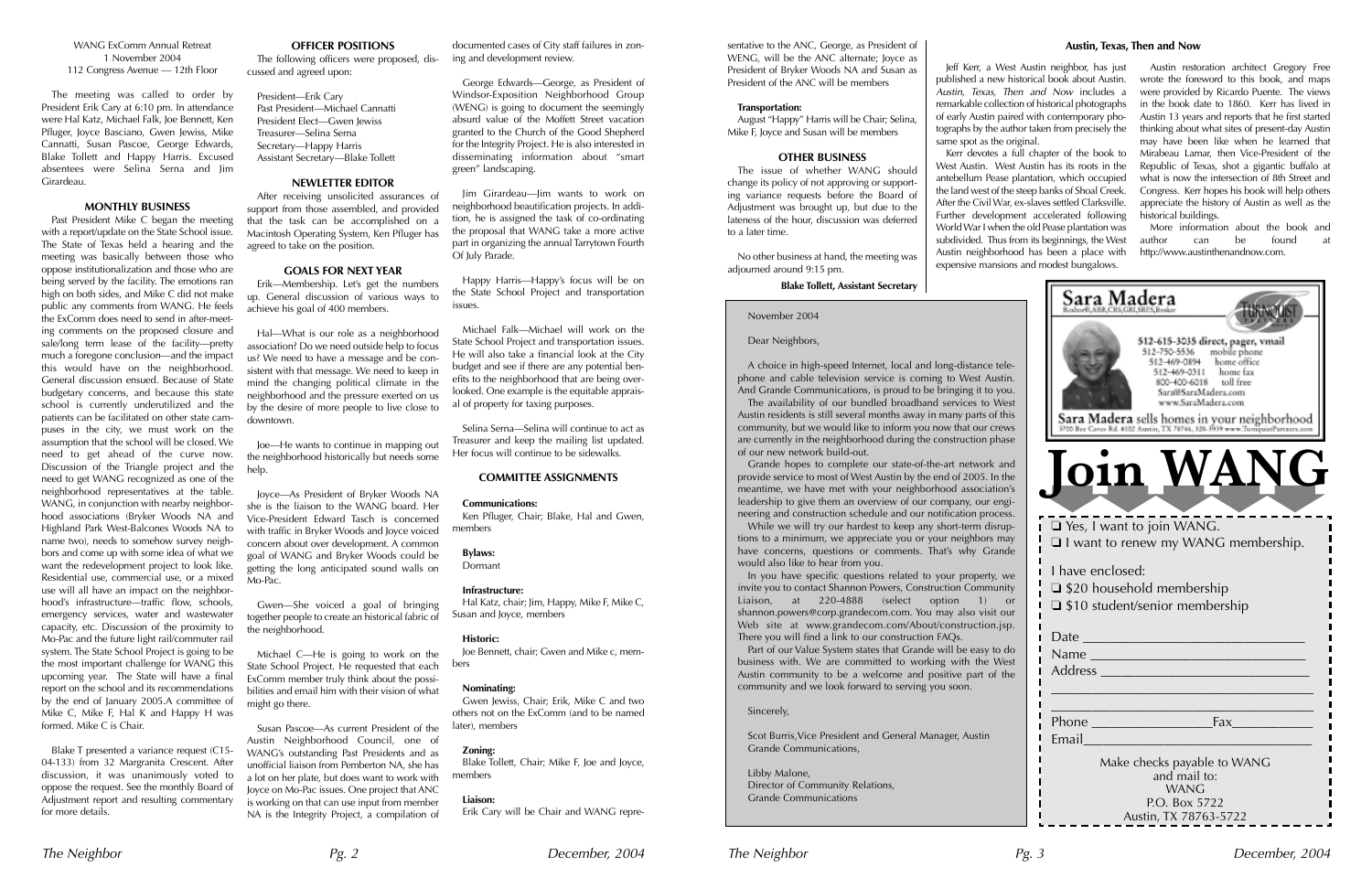WANG ExComm Annual Retreat
1 November 2004
112 Congress Avenue — 12th Floor

The meeting was called to order by President Erik Cary at 6:10 pm. In attendance were Hal Katz, Michael Falk, Joe Bennett, Ken Pfluger, Joyce Basciano, Gwen Jewiss, Mike Cannatti, Susan Pascoe, George Edwards, Blake Tollett and Happy Harris. Excused absentees were Selina Serna and Jim Girardeau.

### MONTHLY BUSINESS

Past President Mike C began the meeting with a report/update on the State School issue. The State of Texas held a hearing and the meeting was basically between those who oppose institutionalization and those who are being served by the facility. The emotions ran high on both sides, and Mike C did not make public any comments from WANG. He feels the ExComm does need to send in after-meeting comments on the proposed closure and sale/long term lease of the facility—pretty much a foregone conclusion—and the impact this would have on the neighborhood. General discussion ensued. Because of State budgetary concerns, and because this state school is currently underutilized and the patients can be facilitated on other state campuses in the city, we must work on the assumption that the school will be closed. We need to get ahead of the curve now. Discussion of the Triangle project and the need to get WANG recognized as one of the neighborhood representatives at the table. WANG, in conjunction with nearby neighborhood associations (Bryker Woods NA and Highland Park West-Balcones Woods NA to name two), needs to somehow survey neighbors and come up with some idea of what we want the redevelopment project to look like. Residential use, commercial use, or a mixed use will all have an impact on the neighborhood's infrastructure—traffic flow, schools, emergency services, water and wastewater capacity, etc. Discussion of the proximity to Mo-Pac and the future light rail/commuter rail system. The State School Project is going to be the most important challenge for WANG this upcoming year. The State will have a final report on the school and its recommendations by the end of January 2005.A committee of Mike C, Mike F, Hal K and Happy H was formed. Mike C is Chair.

Blake T presented a variance request (C15-04-133) from 32 Margranita Crescent. After discussion, it was unanimously voted to oppose the request. See the monthly Board of Adjustment report and resulting commentary for more details.

### OFFICER POSITIONS

The following officers were proposed, discussed and agreed upon:

President—Erik Cary
Past President—Michael Cannatti
President Elect—Gwen Jewiss
Treasurer—Selina Serna
Secretary—Happy Harris
Assistant Secretary—Blake Tollett

### NEWLETTER EDITOR

After receiving unsolicited assurances of support from those assembled, and provided that the task can be accomplished on a Macintosh Operating System, Ken Pfluger has agreed to take on the position.

### GOALS FOR NEXT YEAR

Erik—Membership. Let's get the numbers up. General discussion of various ways to achieve his goal of 400 members.

Hal—What is our role as a neighborhood association? Do we need outside help to focus us? We need to have a message and be consistent with that message. We need to keep in mind the changing political climate in the neighborhood and the pressure exerted on us by the desire of more people to live close to downtown.

Joe—He wants to continue in mapping out the neighborhood historically but needs some help.

Joyce—As President of Bryker Woods NA she is the liaison to the WANG board. Her Vice-President Edward Tasch is concerned with traffic in Bryker Woods and Joyce voiced concern about over development. A common goal of WANG and Bryker Woods could be getting the long anticipated sound walls on Mo-Pac.

Gwen—She voiced a goal of bringing together people to create an historical fabric of the neighborhood.

Michael C—He is going to work on the State School Project. He requested that each ExComm member truly think about the possibilities and email him with their vision of what might go there.

Susan Pascoe—As current President of the Austin Neighborhood Council, one of WANG's outstanding Past Presidents and as unofficial liaison from Pemberton NA, she has a lot on her plate, but does want to work with Joyce on Mo-Pac issues. One project that ANC is working on that can use input from member NA is the Integrity Project, a compilation of documented cases of City staff failures in zoning and development review.

George Edwards—George, as President of Windsor-Exposition Neighborhood Group (WENG) is going to document the seemingly absurd value of the Moffett Street vacation granted to the Church of the Good Shepherd for the Integrity Project. He is also interested in disseminating information about "smart green" landscaping.

Jim Girardeau—Jim wants to work on neighborhood beautification projects. In addition, he is assigned the task of co-ordinating the proposal that WANG take a more active part in organizing the annual Tarrytown Fourth Of July Parade.

Happy Harris—Happy's focus will be on the State School Project and transportation issues.

Michael Falk—Michael will work on the State School Project and transportation issues. He will also take a financial look at the City budget and see if there are any potential benefits to the neighborhood that are being overlooked. One example is the equitable appraisal of property for taxing purposes.

Selina Serna—Selina will continue to act as Treasurer and keep the mailing list updated. Her focus will continue to be sidewalks.

### COMMITTEE ASSIGNMENTS

**Communications:**
Ken Pfluger, Chair; Blake, Hal and Gwen, members

**Bylaws:**
Dormant

**Infrastructure:**
Hal Katz, chair; Jim, Happy, Mike F, Mike C, Susan and Joyce, members

**Historic:**
Joe Bennett, chair; Gwen and Mike c, members

**Nominating:**
Gwen Jewiss, Chair; Erik, Mike C and two others not on the ExComm (and to be named later), members

**Zoning:**
Blake Tollett, Chair; Mike F, Joe and Joyce, members

**Liaison:**
Erik Cary will be Chair and WANG representative to the ANC, George, as President of WENG, will be the ANC alternate; Joyce as President of Bryker Woods NA and Susan as President of the ANC will be members

**Transportation:**
August "Happy" Harris will be Chair; Selina, Mike F, Joyce and Susan will be members

### OTHER BUSINESS

The issue of whether WANG should change its policy of not approving or supporting variance requests before the Board of Adjustment was brought up, but due to the lateness of the hour, discussion was deferred to a later time.

No other business at hand, the meeting was adjourned around 9:15 pm.

**Blake Tollett, Assistant Secretary**

## Austin, Texas, Then and Now

Jeff Kerr, a West Austin neighbor, has just published a new historical book about Austin. *Austin, Texas, Then and Now* includes a remarkable collection of historical photographs of early Austin paired with contemporary photographs by the author taken from precisely the same spot as the original.

Kerr devotes a full chapter of the book to West Austin. West Austin has its roots in the antebellum Pease plantation, which occupied the land west of the steep banks of Shoal Creek. After the Civil War, ex-slaves settled Clarksville. Further development accelerated following World War I when the old Pease plantation was subdivided. Thus from its beginnings, the West Austin neighborhood has been a place with expensive mansions and modest bungalows.

Austin restoration architect Gregory Free wrote the foreword to this book, and maps were provided by Ricardo Puente. The views in the book date to 1860. Kerr has lived in Austin 13 years and reports that he first started thinking about what sites of present-day Austin may have been like when he learned that Mirabeau Lamar, then Vice-President of the Republic of Texas, shot a gigantic buffalo at what is now the intersection of 8th Street and Congress. Kerr hopes his book will help others appreciate the history of Austin as well as the historical buildings.

More information about the book and author can be found at http://www.austinthenandnow.com.

November 2004

Dear Neighbors,

A choice in high-speed Internet, local and long-distance telephone and cable television service is coming to West Austin. And Grande Communications, is proud to be bringing it to you.

The availability of our bundled broadband services to West Austin residents is still several months away in many parts of this community, but we would like to inform you now that our crews are currently in the neighborhood during the construction phase of our new network build-out.

Grande hopes to complete our state-of-the-art network and provide service to most of West Austin by the end of 2005. In the meantime, we have met with your neighborhood association's leadership to give them an overview of our company, our engineering and construction schedule and our notification process.

While we will try our hardest to keep any short-term disruptions to a minimum, we appreciate you or your neighbors may have concerns, questions or comments. That's why Grande would also like to hear from you.

In you have specific questions related to your property, we invite you to contact Shannon Powers, Construction Community Liaison, at 220-4888 (select option 1) or shannon.powers@corp.grandecom.com. You may also visit our Web site at www.grandecom.com/About/construction.jsp. There you will find a link to our construction FAQs.

Part of our Value System states that Grande will be easy to do business with. We are committed to working with the West Austin community to be a welcome and positive part of the community and we look forward to serving you soon.

Sincerely,

Scot Burris,Vice President and General Manager, Austin Grande Communications,

Libby Malone,
Director of Community Relations,
Grande Communications

Sara Madera
Realtor®,ABR,CRS,GRI,SRES,Broker

TURNQUIST PARTNERS

512-615-3035 direct, pager, vmail
512-750-5536 mobile phone
512-469-0894 home office
512-469-0311 home fax
800-400-6018 toll free
Sara@SaraMadera.com
www.SaraMadera.com

**Sara Madera** sells homes in your neighborhood
3700 Bee Caves Rd. #102 Austin, TX 78746, 328-3939 www.TurnquistPartners.com

# Join WANG

❑ Yes, I want to join WANG.
❑ I want to renew my WANG membership.

I have enclosed:
❑ $20 household membership
❑ $10 student/senior membership

Date ______________________________
Name ______________________________
Address ____________________________
____________________________________
____________________________________
Phone _________________Fax___________
Email_______________________________

Make checks payable to WANG
and mail to:
WANG
P.O. Box 5722
Austin, TX 78763-5722